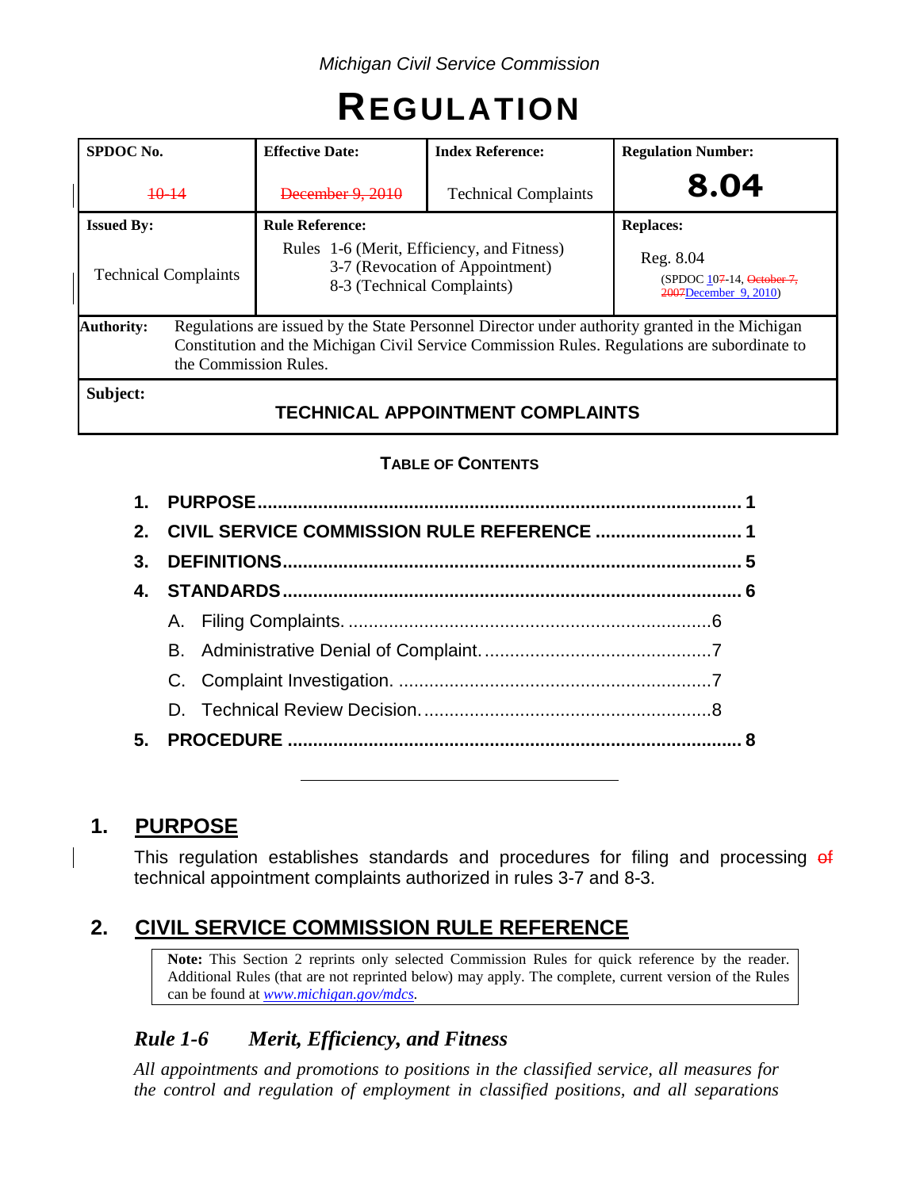*Michigan Civil Service Commission*

# REGULATION

| SPDOC No. | Effective Date: | Index Reference: | Regulation Number: |
|---|---|---|---|
| ~~10-14~~ | ~~December 9, 2010~~ | Technical Complaints | **8.04** |
| **Issued By:** | **Rule Reference:** | | **Replaces:** |
| Technical Complaints | Rules 1-6 (Merit, Efficiency, and Fitness) 3-7 (Revocation of Appointment) 8-3 (Technical Complaints) | | Reg. 8.04 (SPDOC 10~~7~~-14, ~~October 7, 2007~~December 9, 2010) |

**Authority:** Regulations are issued by the State Personnel Director under authority granted in the Michigan Constitution and the Michigan Civil Service Commission Rules. Regulations are subordinate to the Commission Rules.

**Subject:**

**TECHNICAL APPOINTMENT COMPLAINTS**

**TABLE OF CONTENTS**

1. **PURPOSE** ........ 1
2. **CIVIL SERVICE COMMISSION RULE REFERENCE** ........ 1
3. **DEFINITIONS** ........ 5
4. **STANDARDS** ........ 6
   - A. Filing Complaints. ........ 6
   - B. Administrative Denial of Complaint. ........ 7
   - C. Complaint Investigation. ........ 7
   - D. Technical Review Decision. ........ 8
5. **PROCEDURE** ........ 8

---

## 1. PURPOSE

This regulation establishes standards and procedures for filing and processing ~~of~~ technical appointment complaints authorized in rules 3-7 and 8-3.

## 2. CIVIL SERVICE COMMISSION RULE REFERENCE

> **Note:** This Section 2 reprints only selected Commission Rules for quick reference by the reader. Additional Rules (that are not reprinted below) may apply. The complete, current version of the Rules can be found at *www.michigan.gov/mdcs*.

### *Rule 1-6 Merit, Efficiency, and Fitness*

*All appointments and promotions to positions in the classified service, all measures for the control and regulation of employment in classified positions, and all separations*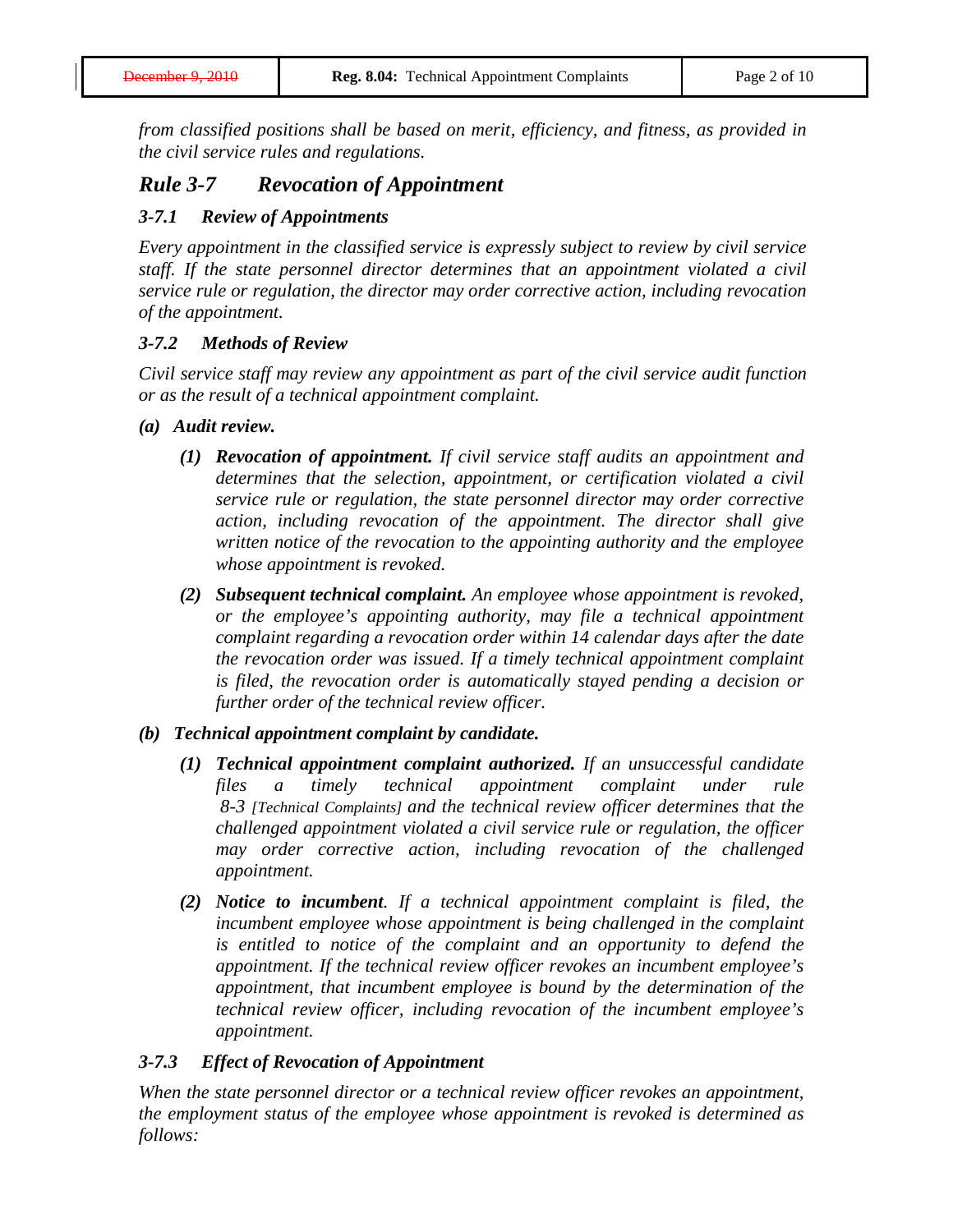*from classified positions shall be based on merit, efficiency, and fitness, as provided in the civil service rules and regulations.*

## *Rule 3-7 Revocation of Appointment*

### *3-7.1 Review of Appointments*

*Every appointment in the classified service is expressly subject to review by civil service staff. If the state personnel director determines that an appointment violated a civil service rule or regulation, the director may order corrective action, including revocation of the appointment.*

### *3-7.2 Methods of Review*

*Civil service staff may review any appointment as part of the civil service audit function or as the result of a technical appointment complaint.*

***(a) Audit review.***

> ***(1) Revocation of appointment.*** *If civil service staff audits an appointment and determines that the selection, appointment, or certification violated a civil service rule or regulation, the state personnel director may order corrective action, including revocation of the appointment. The director shall give written notice of the revocation to the appointing authority and the employee whose appointment is revoked.*
>
> ***(2) Subsequent technical complaint.*** *An employee whose appointment is revoked, or the employee's appointing authority, may file a technical appointment complaint regarding a revocation order within 14 calendar days after the date the revocation order was issued. If a timely technical appointment complaint is filed, the revocation order is automatically stayed pending a decision or further order of the technical review officer.*

***(b) Technical appointment complaint by candidate.***

> ***(1) Technical appointment complaint authorized.*** *If an unsuccessful candidate files a timely technical appointment complaint under rule 8-3 [Technical Complaints] and the technical review officer determines that the challenged appointment violated a civil service rule or regulation, the officer may order corrective action, including revocation of the challenged appointment.*
>
> ***(2) Notice to incumbent.*** *If a technical appointment complaint is filed, the incumbent employee whose appointment is being challenged in the complaint is entitled to notice of the complaint and an opportunity to defend the appointment. If the technical review officer revokes an incumbent employee's appointment, that incumbent employee is bound by the determination of the technical review officer, including revocation of the incumbent employee's appointment.*

### *3-7.3 Effect of Revocation of Appointment*

*When the state personnel director or a technical review officer revokes an appointment, the employment status of the employee whose appointment is revoked is determined as follows:*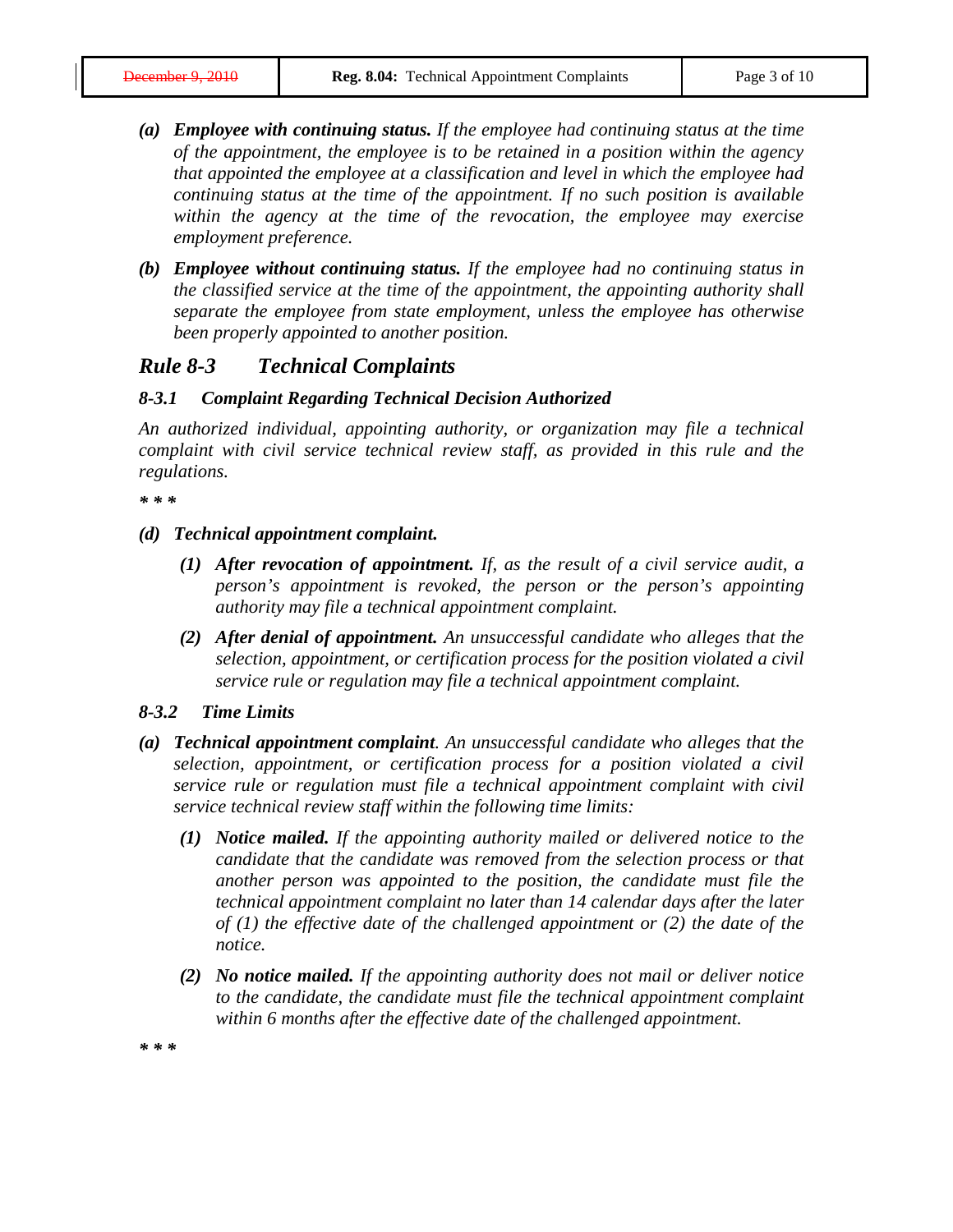*(a)* ***Employee with continuing status.*** *If the employee had continuing status at the time of the appointment, the employee is to be retained in a position within the agency that appointed the employee at a classification and level in which the employee had continuing status at the time of the appointment. If no such position is available within the agency at the time of the revocation, the employee may exercise employment preference.*

*(b)* ***Employee without continuing status.*** *If the employee had no continuing status in the classified service at the time of the appointment, the appointing authority shall separate the employee from state employment, unless the employee has otherwise been properly appointed to another position.*

## *Rule 8-3 Technical Complaints*

### *8-3.1 Complaint Regarding Technical Decision Authorized*

*An authorized individual, appointing authority, or organization may file a technical complaint with civil service technical review staff, as provided in this rule and the regulations.*

*\* \* \**

*(d)* ***Technical appointment complaint.***

*(1)* ***After revocation of appointment.*** *If, as the result of a civil service audit, a person's appointment is revoked, the person or the person's appointing authority may file a technical appointment complaint.*

*(2)* ***After denial of appointment.*** *An unsuccessful candidate who alleges that the selection, appointment, or certification process for the position violated a civil service rule or regulation may file a technical appointment complaint.*

### *8-3.2 Time Limits*

*(a)* ***Technical appointment complaint****. An unsuccessful candidate who alleges that the selection, appointment, or certification process for a position violated a civil service rule or regulation must file a technical appointment complaint with civil service technical review staff within the following time limits:*

*(1)* ***Notice mailed.*** *If the appointing authority mailed or delivered notice to the candidate that the candidate was removed from the selection process or that another person was appointed to the position, the candidate must file the technical appointment complaint no later than 14 calendar days after the later of (1) the effective date of the challenged appointment or (2) the date of the notice.*

*(2)* ***No notice mailed.*** *If the appointing authority does not mail or deliver notice to the candidate, the candidate must file the technical appointment complaint within 6 months after the effective date of the challenged appointment.*

*\* \* \**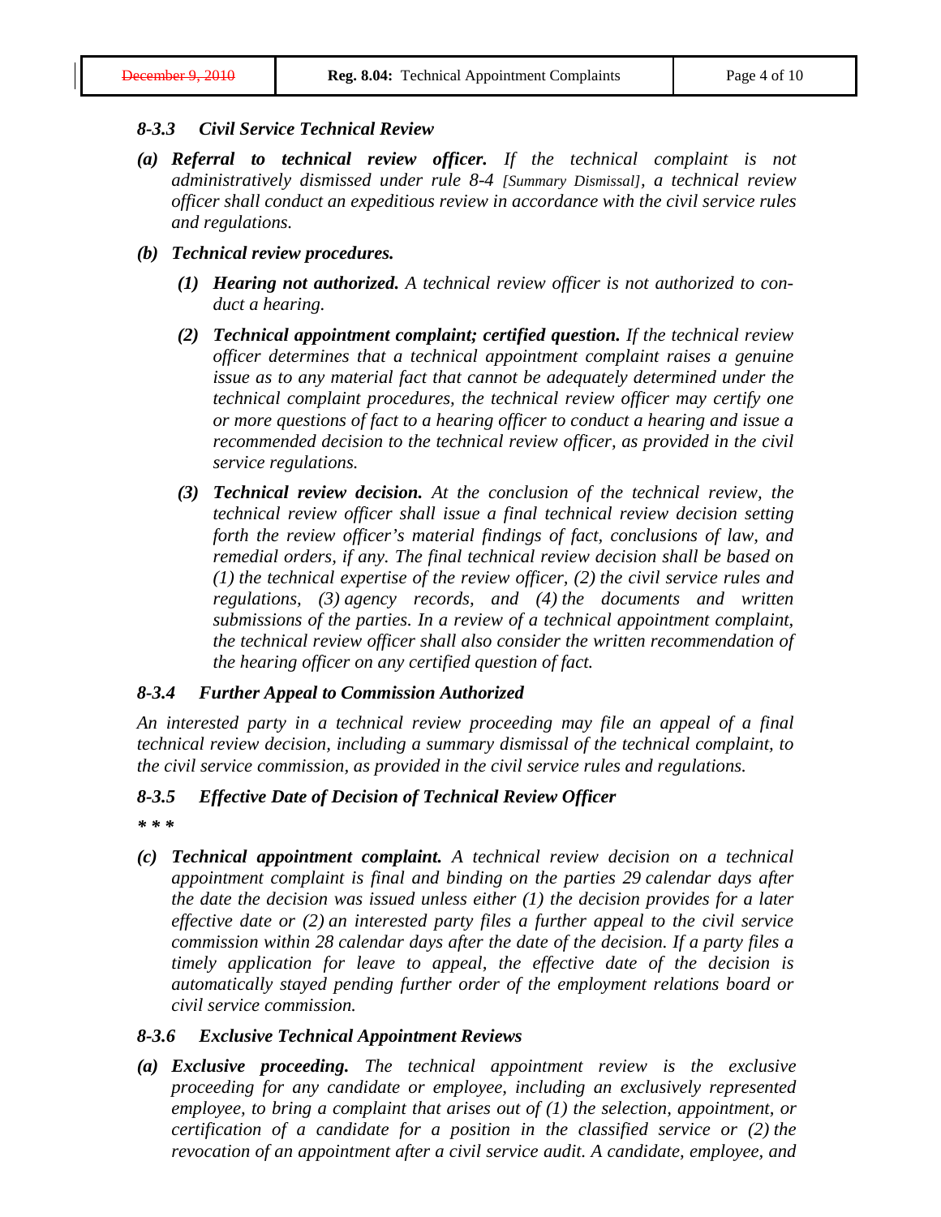### *8-3.3 Civil Service Technical Review*

*(a)* ***Referral to technical review officer.*** *If the technical complaint is not administratively dismissed under rule 8-4 [Summary Dismissal], a technical review officer shall conduct an expeditious review in accordance with the civil service rules and regulations.*

*(b)* ***Technical review procedures.***

*(1)* ***Hearing not authorized.*** *A technical review officer is not authorized to conduct a hearing.*

*(2)* ***Technical appointment complaint; certified question.*** *If the technical review officer determines that a technical appointment complaint raises a genuine issue as to any material fact that cannot be adequately determined under the technical complaint procedures, the technical review officer may certify one or more questions of fact to a hearing officer to conduct a hearing and issue a recommended decision to the technical review officer, as provided in the civil service regulations.*

*(3)* ***Technical review decision.*** *At the conclusion of the technical review, the technical review officer shall issue a final technical review decision setting forth the review officer's material findings of fact, conclusions of law, and remedial orders, if any. The final technical review decision shall be based on (1) the technical expertise of the review officer, (2) the civil service rules and regulations, (3) agency records, and (4) the documents and written submissions of the parties. In a review of a technical appointment complaint, the technical review officer shall also consider the written recommendation of the hearing officer on any certified question of fact.*

### *8-3.4 Further Appeal to Commission Authorized*

*An interested party in a technical review proceeding may file an appeal of a final technical review decision, including a summary dismissal of the technical complaint, to the civil service commission, as provided in the civil service rules and regulations.*

### *8-3.5 Effective Date of Decision of Technical Review Officer*

*\* \* \**

*(c)* ***Technical appointment complaint.*** *A technical review decision on a technical appointment complaint is final and binding on the parties 29 calendar days after the date the decision was issued unless either (1) the decision provides for a later effective date or (2) an interested party files a further appeal to the civil service commission within 28 calendar days after the date of the decision. If a party files a timely application for leave to appeal, the effective date of the decision is automatically stayed pending further order of the employment relations board or civil service commission.*

### *8-3.6 Exclusive Technical Appointment Reviews*

*(a)* ***Exclusive proceeding.*** *The technical appointment review is the exclusive proceeding for any candidate or employee, including an exclusively represented employee, to bring a complaint that arises out of (1) the selection, appointment, or certification of a candidate for a position in the classified service or (2) the revocation of an appointment after a civil service audit. A candidate, employee, and*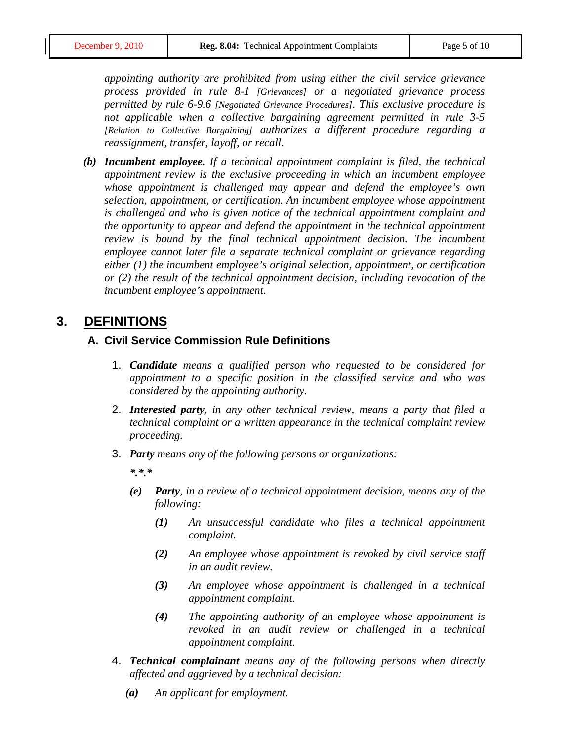*appointing authority are prohibited from using either the civil service grievance process provided in rule 8-1 [Grievances] or a negotiated grievance process permitted by rule 6-9.6 [Negotiated Grievance Procedures]. This exclusive procedure is not applicable when a collective bargaining agreement permitted in rule 3-5 [Relation to Collective Bargaining] authorizes a different procedure regarding a reassignment, transfer, layoff, or recall.*

***(b)*** ***Incumbent employee.*** *If a technical appointment complaint is filed, the technical appointment review is the exclusive proceeding in which an incumbent employee whose appointment is challenged may appear and defend the employee's own selection, appointment, or certification. An incumbent employee whose appointment is challenged and who is given notice of the technical appointment complaint and the opportunity to appear and defend the appointment in the technical appointment review is bound by the final technical appointment decision. The incumbent employee cannot later file a separate technical complaint or grievance regarding either (1) the incumbent employee's original selection, appointment, or certification or (2) the result of the technical appointment decision, including revocation of the incumbent employee's appointment.*

## 3. DEFINITIONS

### A. Civil Service Commission Rule Definitions

1. ***Candidate*** *means a qualified person who requested to be considered for appointment to a specific position in the classified service and who was considered by the appointing authority.*
2. ***Interested party,*** *in any other technical review, means a party that filed a technical complaint or a written appearance in the technical complaint review proceeding.*
3. ***Party*** *means any of the following persons or organizations:*

   ***\*.\*.\****

   ***(e)*** ***Party****, in a review of a technical appointment decision, means any of the following:*

   ***(1)*** *An unsuccessful candidate who files a technical appointment complaint.*

   ***(2)*** *An employee whose appointment is revoked by civil service staff in an audit review.*

   ***(3)*** *An employee whose appointment is challenged in a technical appointment complaint.*

   ***(4)*** *The appointing authority of an employee whose appointment is revoked in an audit review or challenged in a technical appointment complaint.*
4. ***Technical complainant*** *means any of the following persons when directly affected and aggrieved by a technical decision:*

   ***(a)*** *An applicant for employment.*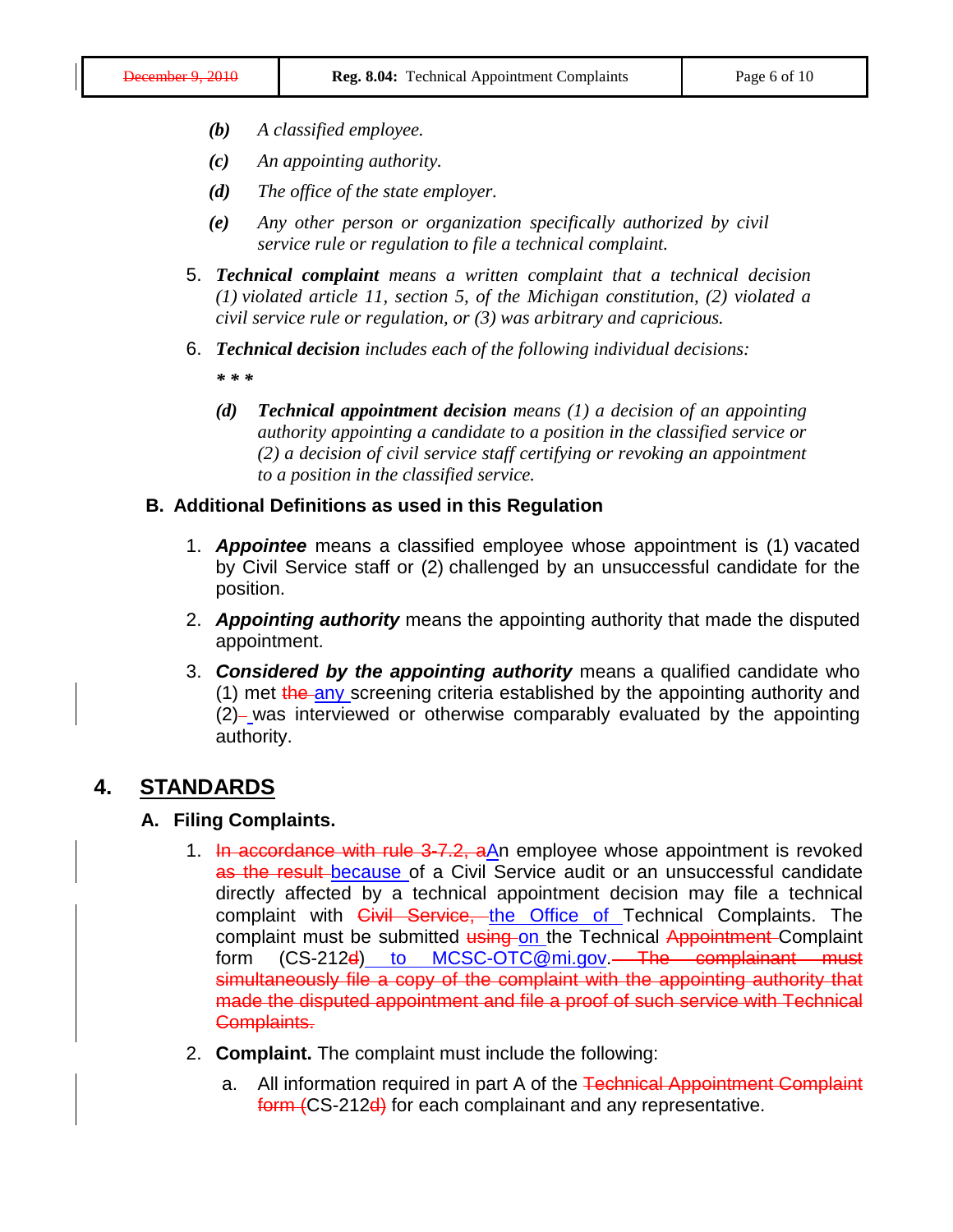*(b)* *A classified employee.*

*(c)* *An appointing authority.*

*(d)* *The office of the state employer.*

*(e)* *Any other person or organization specifically authorized by civil service rule or regulation to file a technical complaint.*

5. ***Technical complaint*** *means a written complaint that a technical decision (1) violated article 11, section 5, of the Michigan constitution, (2) violated a civil service rule or regulation, or (3) was arbitrary and capricious.*

6. ***Technical decision*** *includes each of the following individual decisions:*

   *\* \* \**

   *(d)* ***Technical appointment decision*** *means (1) a decision of an appointing authority appointing a candidate to a position in the classified service or (2) a decision of civil service staff certifying or revoking an appointment to a position in the classified service.*

### B. Additional Definitions as used in this Regulation

1. ***Appointee*** means a classified employee whose appointment is (1) vacated by Civil Service staff or (2) challenged by an unsuccessful candidate for the position.

2. ***Appointing authority*** means the appointing authority that made the disputed appointment.

3. ***Considered by the appointing authority*** means a qualified candidate who (1) met ~~the~~ any screening criteria established by the appointing authority and (2)~~-~~ was interviewed or otherwise comparably evaluated by the appointing authority.

## 4. STANDARDS

### A. Filing Complaints.

1. ~~In accordance with rule 3-7.2, a~~An employee whose appointment is revoked ~~as the result~~ because of a Civil Service audit or an unsuccessful candidate directly affected by a technical appointment decision may file a technical complaint with ~~Civil Service,~~ the Office of Technical Complaints. The complaint must be submitted ~~using~~ on the Technical ~~Appointment~~ Complaint form (CS-212~~d~~) to MCSC-OTC@mi.gov. ~~The complainant must simultaneously file a copy of the complaint with the appointing authority that made the disputed appointment and file a proof of such service with Technical Complaints.~~

2. **Complaint.** The complaint must include the following:

   a. All information required in part A of the ~~Technical Appointment Complaint form (~~CS-212~~d)~~ for each complainant and any representative.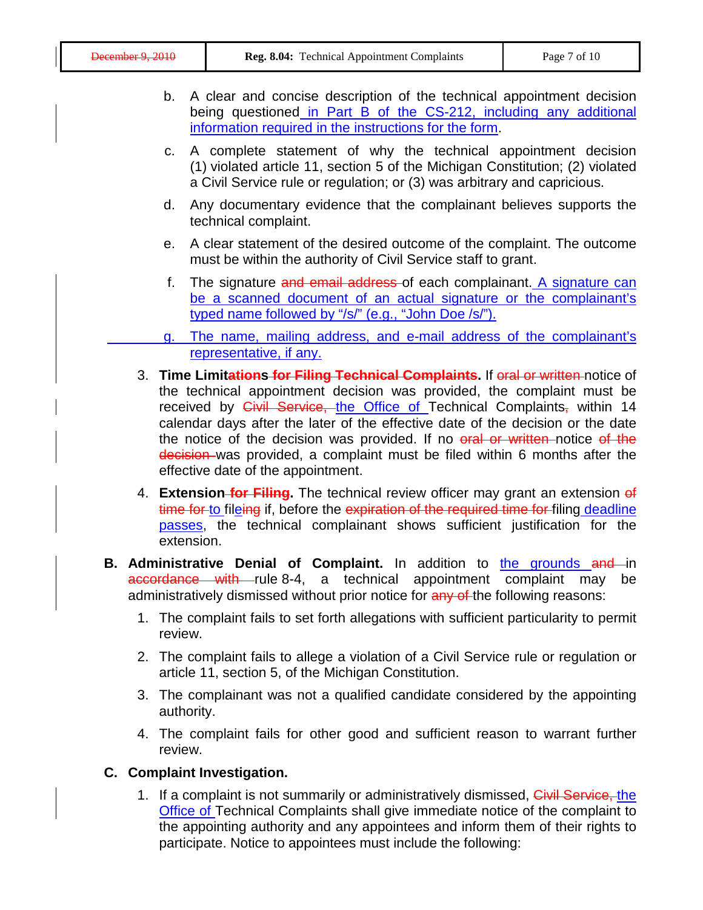b. A clear and concise description of the technical appointment decision being questioned in Part B of the CS-212, including any additional information required in the instructions for the form.

c. A complete statement of why the technical appointment decision (1) violated article 11, section 5 of the Michigan Constitution; (2) violated a Civil Service rule or regulation; or (3) was arbitrary and capricious.

d. Any documentary evidence that the complainant believes supports the technical complaint.

e. A clear statement of the desired outcome of the complaint. The outcome must be within the authority of Civil Service staff to grant.

f. The signature ~~and email address~~ of each complainant. A signature can be a scanned document of an actual signature or the complainant's typed name followed by "/s/" (e.g., "John Doe /s/").

g. The name, mailing address, and e-mail address of the complainant's representative, if any.

3. **Time Limit~~ation~~s ~~for Filing Technical Complaints~~.** If ~~oral or written~~ notice of the technical appointment decision was provided, the complaint must be received by ~~Civil Service,~~ the Office of Technical Complaints~~,~~ within 14 calendar days after the later of the effective date of the decision or the date the notice of the decision was provided. If no ~~oral or written~~ notice ~~of the decision~~ was provided, a complaint must be filed within 6 months after the effective date of the appointment.

4. **Extension ~~for Filing~~.** The technical review officer may grant an extension ~~of time for~~ to file~~ing~~ if, before the ~~expiration of the required time for~~ filing deadline passes, the technical complainant shows sufficient justification for the extension.

**B. Administrative Denial of Complaint.** In addition to the grounds ~~and~~ in ~~accordance with~~ rule 8-4, a technical appointment complaint may be administratively dismissed without prior notice for ~~any of~~ the following reasons:

1. The complaint fails to set forth allegations with sufficient particularity to permit review.

2. The complaint fails to allege a violation of a Civil Service rule or regulation or article 11, section 5, of the Michigan Constitution.

3. The complainant was not a qualified candidate considered by the appointing authority.

4. The complaint fails for other good and sufficient reason to warrant further review.

**C. Complaint Investigation.**

1. If a complaint is not summarily or administratively dismissed, ~~Civil Service,~~ the Office of Technical Complaints shall give immediate notice of the complaint to the appointing authority and any appointees and inform them of their rights to participate. Notice to appointees must include the following: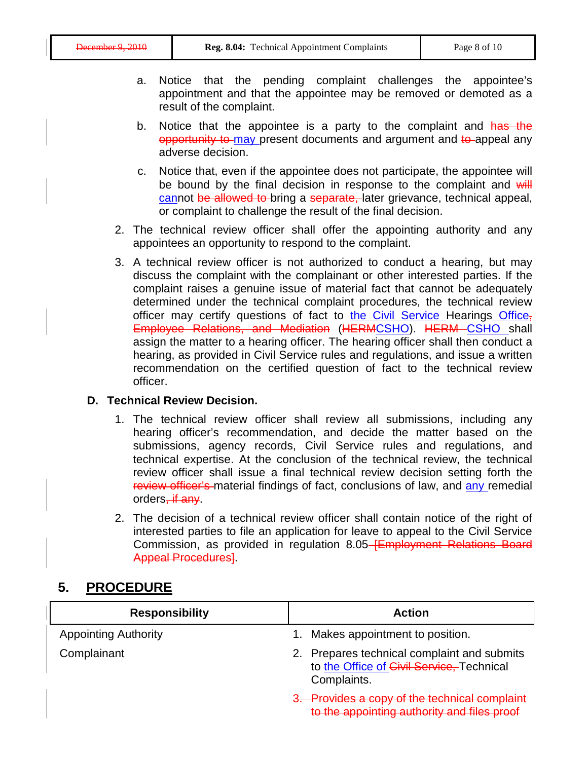a. Notice that the pending complaint challenges the appointee's appointment and that the appointee may be removed or demoted as a result of the complaint.

b. Notice that the appointee is a party to the complaint and ~~has the opportunity to~~ <u>may</u> present documents and argument and ~~to~~ appeal any adverse decision.

c. Notice that, even if the appointee does not participate, the appointee will be bound by the final decision in response to the complaint and ~~will~~ <u>can</u>not ~~be allowed to~~ bring a ~~separate,~~ later grievance, technical appeal, or complaint to challenge the result of the final decision.

2. The technical review officer shall offer the appointing authority and any appointees an opportunity to respond to the complaint.

3. A technical review officer is not authorized to conduct a hearing, but may discuss the complaint with the complainant or other interested parties. If the complaint raises a genuine issue of material fact that cannot be adequately determined under the technical complaint procedures, the technical review officer may certify questions of fact to <u>the Civil Service</u> Hearings <u>Office</u>~~, Employee Relations, and Mediation~~ (~~HERM~~<u>CSHO</u>). ~~HERM~~ <u>CSHO</u> shall assign the matter to a hearing officer. The hearing officer shall then conduct a hearing, as provided in Civil Service rules and regulations, and issue a written recommendation on the certified question of fact to the technical review officer.

### D. Technical Review Decision.

1. The technical review officer shall review all submissions, including any hearing officer's recommendation, and decide the matter based on the submissions, agency records, Civil Service rules and regulations, and technical expertise. At the conclusion of the technical review, the technical review officer shall issue a final technical review decision setting forth the ~~review officer's~~ material findings of fact, conclusions of law, and <u>any</u> remedial orders~~, if any~~.

2. The decision of a technical review officer shall contain notice of the right of interested parties to file an application for leave to appeal to the Civil Service Commission, as provided in regulation 8.05~~ [Employment Relations Board Appeal Procedures]~~.

## 5. PROCEDURE

| Responsibility | Action |
|---|---|
| Appointing Authority | 1. Makes appointment to position. |
| Complainant | 2. Prepares technical complaint and submits to <u>the Office of</u> ~~Civil Service,~~ Technical Complaints. |
| | ~~3. Provides a copy of the technical complaint to the appointing authority and files proof~~ |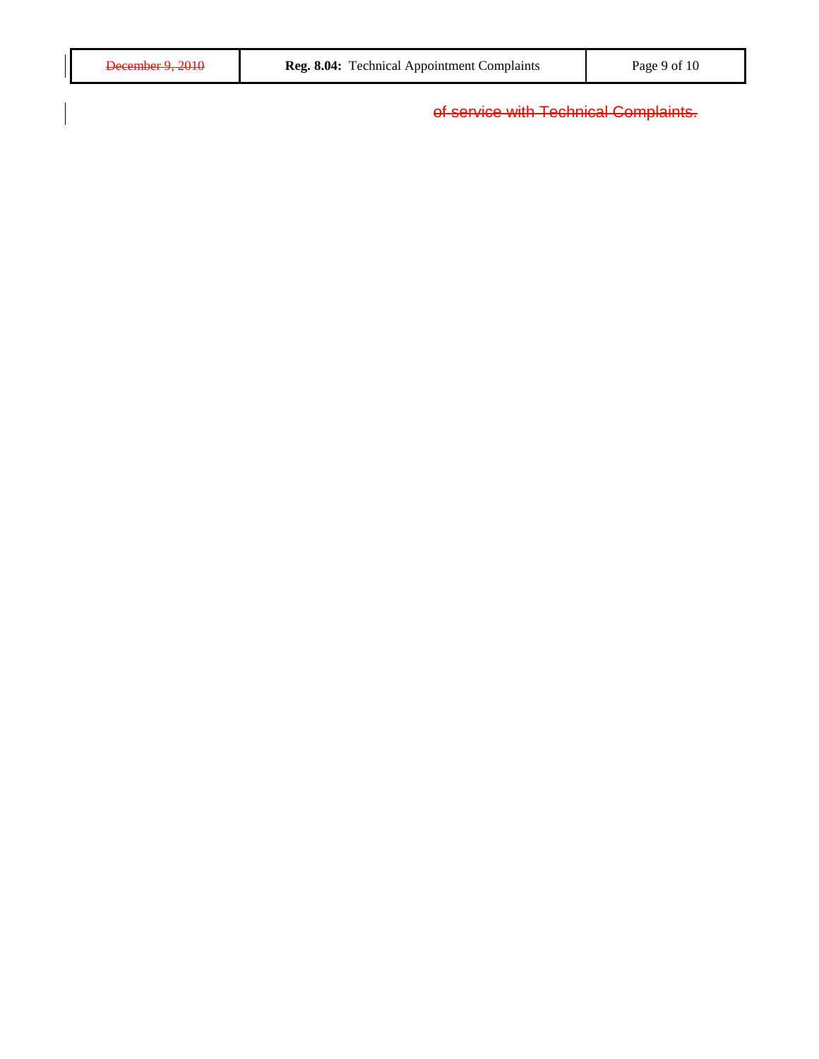~~of service with Technical Complaints.~~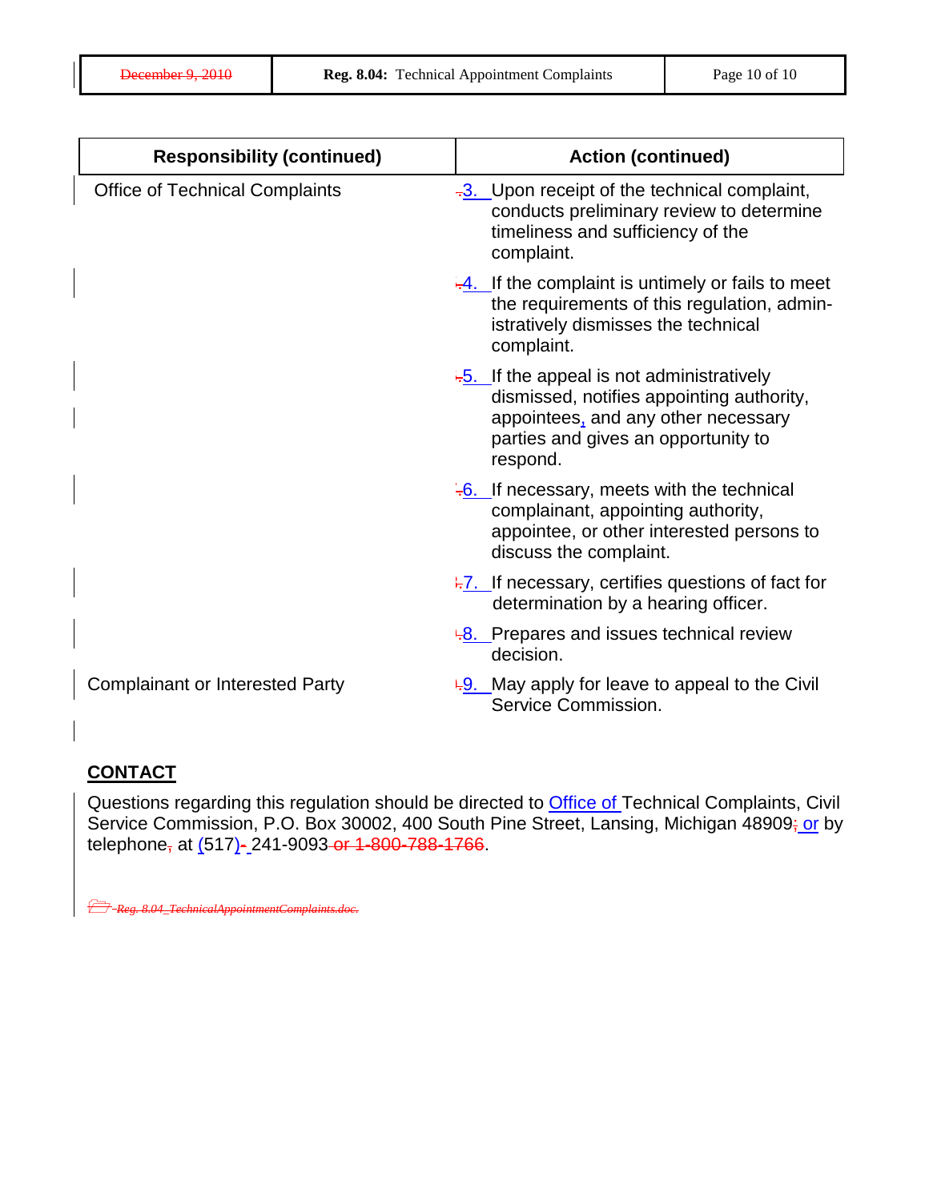| Responsibility (continued) | Action (continued) |
| --- | --- |
| Office of Technical Complaints | 3. Upon receipt of the technical complaint, conducts preliminary review to determine timeliness and sufficiency of the complaint. |
| | 4. If the complaint is untimely or fails to meet the requirements of this regulation, administratively dismisses the technical complaint. |
| | 5. If the appeal is not administratively dismissed, notifies appointing authority, appointees, and any other necessary parties and gives an opportunity to respond. |
| | 6. If necessary, meets with the technical complainant, appointing authority, appointee, or other interested persons to discuss the complaint. |
| | 7. If necessary, certifies questions of fact for determination by a hearing officer. |
| | 8. Prepares and issues technical review decision. |
| Complainant or Interested Party | 9. May apply for leave to appeal to the Civil Service Commission. |

## CONTACT

Questions regarding this regulation should be directed to Office of Technical Complaints, Civil Service Commission, P.O. Box 30002, 400 South Pine Street, Lansing, Michigan 48909, or by telephone at (517) 241-9093.